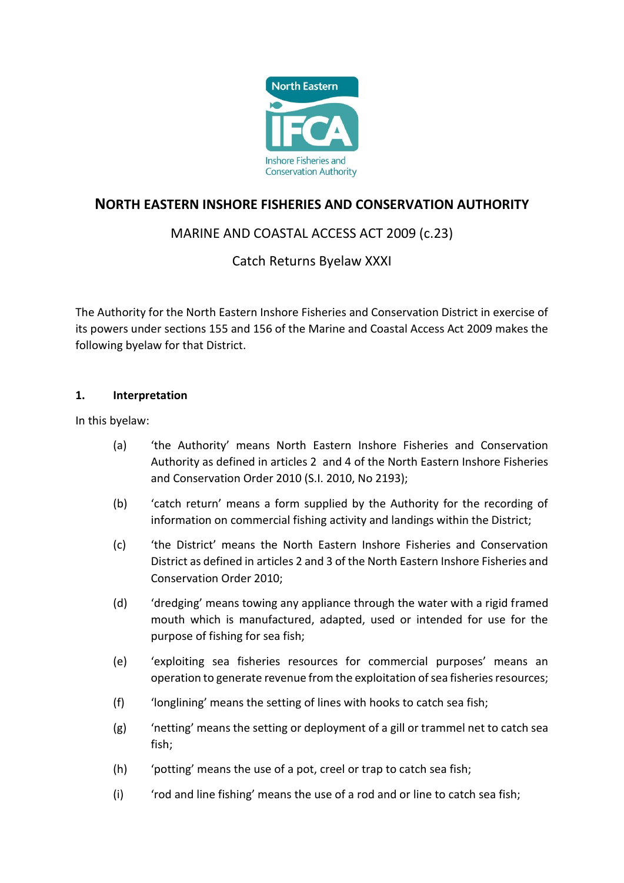# NORTH EASTERN INSHORE FISHERIES AND CONSERVATION AUTHORITY

## MARINE AND COASTAL ACCESS ACT 2009 (c.23)

## Catch Returns Byelaw XXXI

The Authority for the North Eastern Inshore Fisheries and Conservation District in exercise of its powers under sections 155 and 156 of the Marine and Coastal Access Act 2009 makes the following byelaw for that District.

### 1. Interpretation

In this byelaw:

(a) 'the Authority' means North Eastern Inshore Fisheries and Conservation Authority as defined in articles 2 and 4 of the North Eastern Inshore Fisheries and Conservation Order 2010 (S.I. 2010, No 2193);

(b) 'catch return' means a form supplied by the Authority for the recording of information on commercial fishing activity and landings within the District;

(c) 'the District' means the North Eastern Inshore Fisheries and Conservation District as defined in articles 2 and 3 of the North Eastern Inshore Fisheries and Conservation Order 2010;

(d) 'dredging' means towing any appliance through the water with a rigid framed mouth which is manufactured, adapted, used or intended for use for the purpose of fishing for sea fish;

(e) 'exploiting sea fisheries resources for commercial purposes' means an operation to generate revenue from the exploitation of sea fisheries resources;

(f) 'longlining' means the setting of lines with hooks to catch sea fish;

(g) 'netting' means the setting or deployment of a gill or trammel net to catch sea fish;

(h) 'potting' means the use of a pot, creel or trap to catch sea fish;

(i) 'rod and line fishing' means the use of a rod and or line to catch sea fish;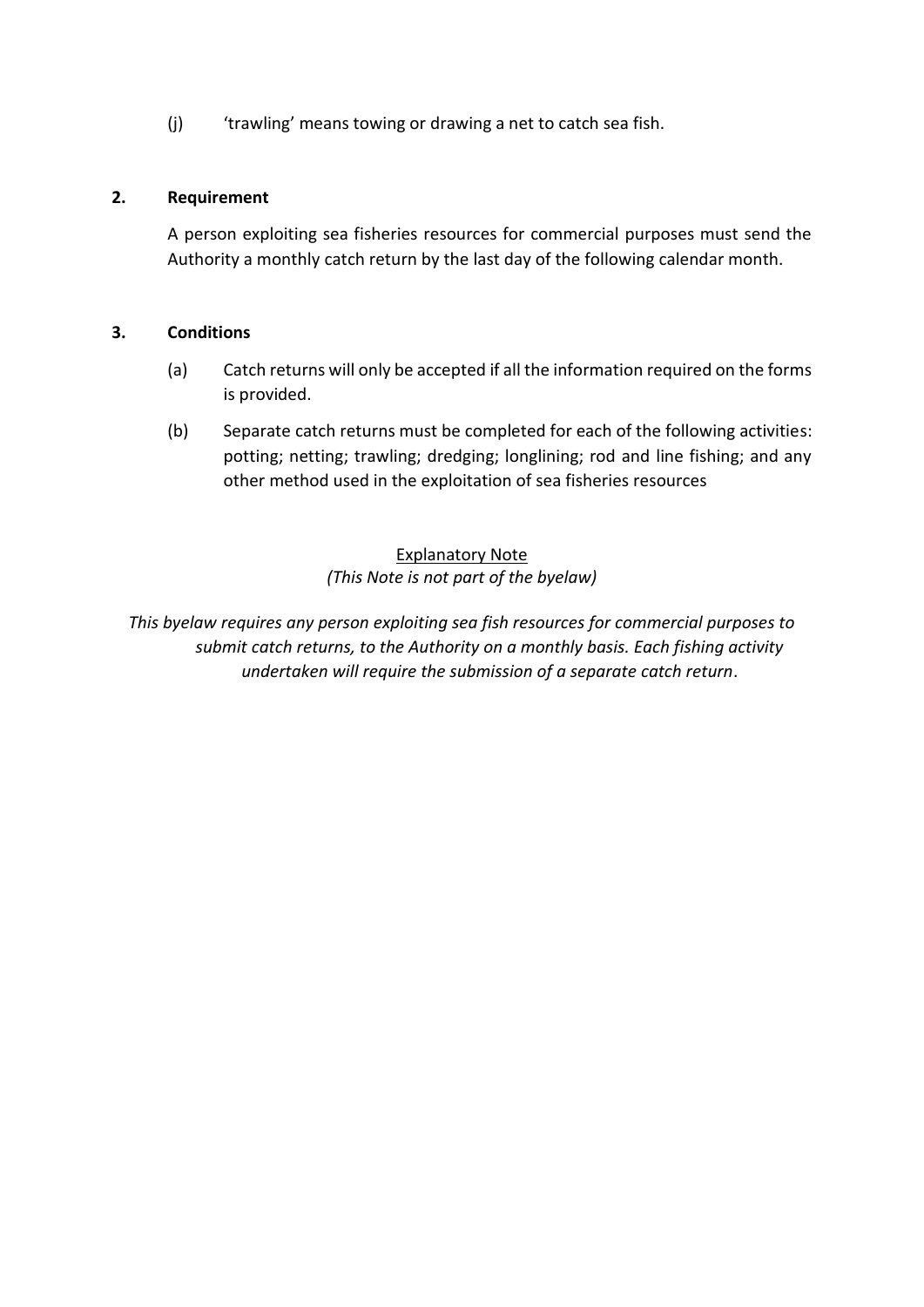(j) 'trawling' means towing or drawing a net to catch sea fish.

**2. Requirement**

A person exploiting sea fisheries resources for commercial purposes must send the Authority a monthly catch return by the last day of the following calendar month.

**3. Conditions**

(a) Catch returns will only be accepted if all the information required on the forms is provided.

(b) Separate catch returns must be completed for each of the following activities: potting; netting; trawling; dredging; longlining; rod and line fishing; and any other method used in the exploitation of sea fisheries resources

<u>Explanatory Note</u>
*(This Note is not part of the byelaw)*

*This byelaw requires any person exploiting sea fish resources for commercial purposes to submit catch returns, to the Authority on a monthly basis. Each fishing activity undertaken will require the submission of a separate catch return*.